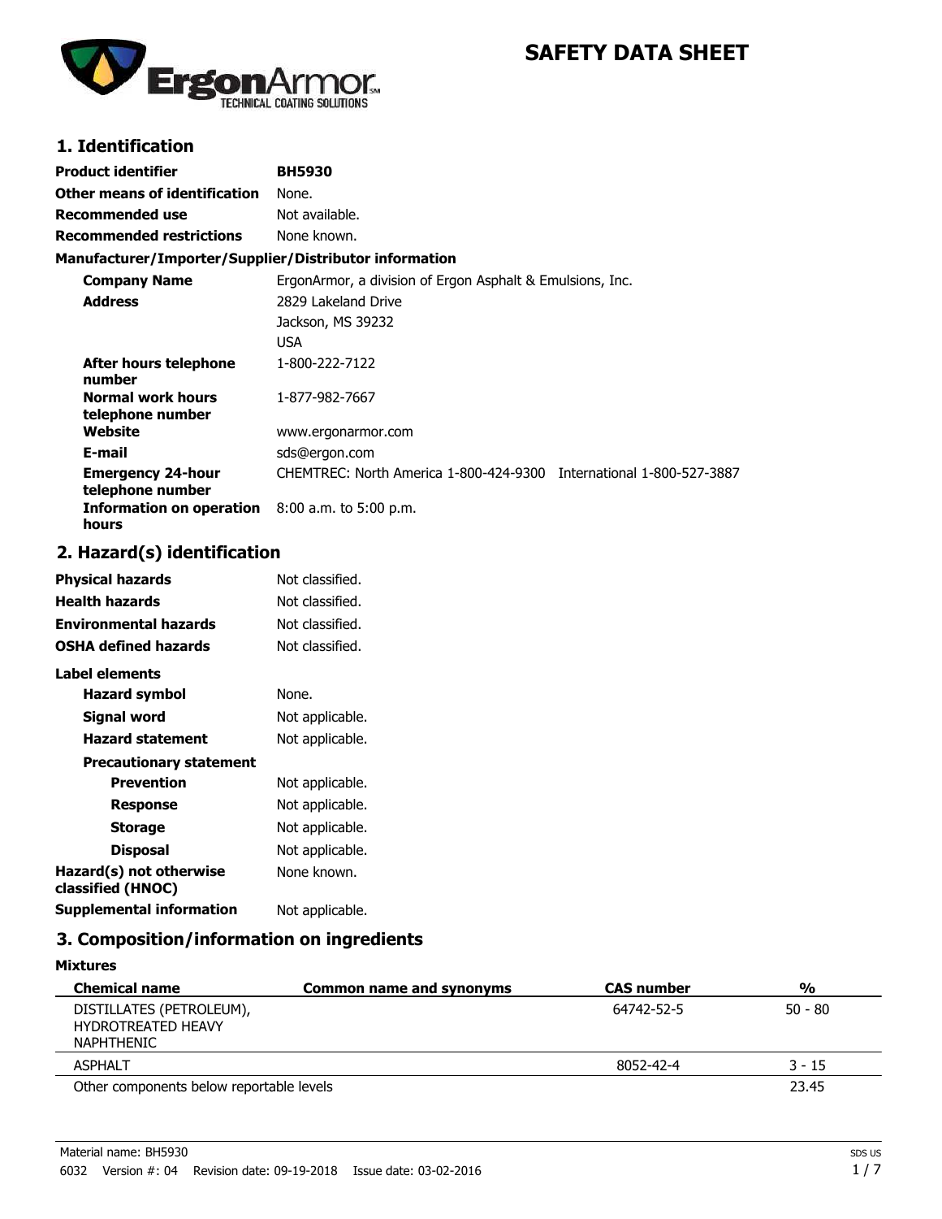# SAFETY DATA SHEET

## 1. Identification

| | |
|---|---|
| **Product identifier** | **BH5930** |
| **Other means of identification** | None. |
| **Recommended use** | Not available. |
| **Recommended restrictions** | None known. |

**Manufacturer/Importer/Supplier/Distributor information**

| | |
|---|---|
| **Company Name** | ErgonArmor, a division of Ergon Asphalt & Emulsions, Inc. |
| **Address** | 2829 Lakeland Drive<br>Jackson, MS 39232<br>USA |
| **After hours telephone number** | 1-800-222-7122 |
| **Normal work hours telephone number** | 1-877-982-7667 |
| **Website** | www.ergonarmor.com |
| **E-mail** | sds@ergon.com |
| **Emergency 24-hour telephone number** | CHEMTREC: North America 1-800-424-9300 International 1-800-527-3887 |
| **Information on operation hours** | 8:00 a.m. to 5:00 p.m. |

## 2. Hazard(s) identification

| | |
|---|---|
| **Physical hazards** | Not classified. |
| **Health hazards** | Not classified. |
| **Environmental hazards** | Not classified. |
| **OSHA defined hazards** | Not classified. |

**Label elements**

| | |
|---|---|
| **Hazard symbol** | None. |
| **Signal word** | Not applicable. |
| **Hazard statement** | Not applicable. |

**Precautionary statement**

| | |
|---|---|
| **Prevention** | Not applicable. |
| **Response** | Not applicable. |
| **Storage** | Not applicable. |
| **Disposal** | Not applicable. |
| **Hazard(s) not otherwise classified (HNOC)** | None known. |
| **Supplemental information** | Not applicable. |

## 3. Composition/information on ingredients

**Mixtures**

| Chemical name | Common name and synonyms | CAS number | % |
|---|---|---|---|
| DISTILLATES (PETROLEUM), HYDROTREATED HEAVY NAPHTHENIC | | 64742-52-5 | 50 - 80 |
| ASPHALT | | 8052-42-4 | 3 - 15 |
| Other components below reportable levels | | | 23.45 |

Material name: BH5930

6032 Version #: 04 Revision date: 09-19-2018 Issue date: 03-02-2016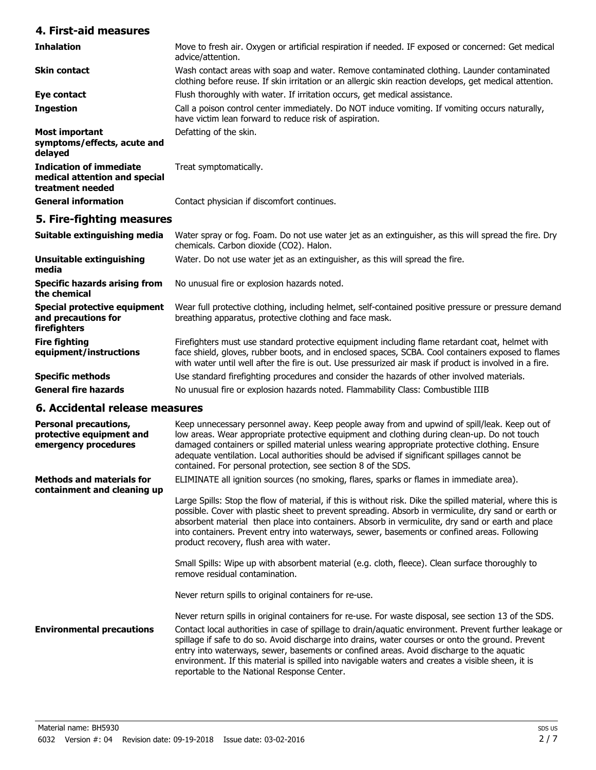## 4. First-aid measures

| | |
|---|---|
| **Inhalation** | Move to fresh air. Oxygen or artificial respiration if needed. IF exposed or concerned: Get medical advice/attention. |
| **Skin contact** | Wash contact areas with soap and water. Remove contaminated clothing. Launder contaminated clothing before reuse. If skin irritation or an allergic skin reaction develops, get medical attention. |
| **Eye contact** | Flush thoroughly with water. If irritation occurs, get medical assistance. |
| **Ingestion** | Call a poison control center immediately. Do NOT induce vomiting. If vomiting occurs naturally, have victim lean forward to reduce risk of aspiration. |
| **Most important symptoms/effects, acute and delayed** | Defatting of the skin. |
| **Indication of immediate medical attention and special treatment needed** | Treat symptomatically. |
| **General information** | Contact physician if discomfort continues. |

## 5. Fire-fighting measures

| | |
|---|---|
| **Suitable extinguishing media** | Water spray or fog. Foam. Do not use water jet as an extinguisher, as this will spread the fire. Dry chemicals. Carbon dioxide ($CO_2$). Halon. |
| **Unsuitable extinguishing media** | Water. Do not use water jet as an extinguisher, as this will spread the fire. |
| **Specific hazards arising from the chemical** | No unusual fire or explosion hazards noted. |
| **Special protective equipment and precautions for firefighters** | Wear full protective clothing, including helmet, self-contained positive pressure or pressure demand breathing apparatus, protective clothing and face mask. |
| **Fire fighting equipment/instructions** | Firefighters must use standard protective equipment including flame retardant coat, helmet with face shield, gloves, rubber boots, and in enclosed spaces, SCBA. Cool containers exposed to flames with water until well after the fire is out. Use pressurized air mask if product is involved in a fire. |
| **Specific methods** | Use standard firefighting procedures and consider the hazards of other involved materials. |
| **General fire hazards** | No unusual fire or explosion hazards noted. Flammability Class: Combustible IIIB |

## 6. Accidental release measures

| | |
|---|---|
| **Personal precautions, protective equipment and emergency procedures** | Keep unnecessary personnel away. Keep people away from and upwind of spill/leak. Keep out of low areas. Wear appropriate protective equipment and clothing during clean-up. Do not touch damaged containers or spilled material unless wearing appropriate protective clothing. Ensure adequate ventilation. Local authorities should be advised if significant spillages cannot be contained. For personal protection, see section 8 of the SDS. |
| **Methods and materials for containment and cleaning up** | ELIMINATE all ignition sources (no smoking, flares, sparks or flames in immediate area).<br><br>Large Spills: Stop the flow of material, if this is without risk. Dike the spilled material, where this is possible. Cover with plastic sheet to prevent spreading. Absorb in vermiculite, dry sand or earth or absorbent material then place into containers. Absorb in vermiculite, dry sand or earth and place into containers. Prevent entry into waterways, sewer, basements or confined areas. Following product recovery, flush area with water.<br><br>Small Spills: Wipe up with absorbent material (e.g. cloth, fleece). Clean surface thoroughly to remove residual contamination.<br><br>Never return spills to original containers for re-use.<br><br>Never return spills in original containers for re-use. For waste disposal, see section 13 of the SDS. |
| **Environmental precautions** | Contact local authorities in case of spillage to drain/aquatic environment. Prevent further leakage or spillage if safe to do so. Avoid discharge into drains, water courses or onto the ground. Prevent entry into waterways, sewer, basements or confined areas. Avoid discharge to the aquatic environment. If this material is spilled into navigable waters and creates a visible sheen, it is reportable to the National Response Center. |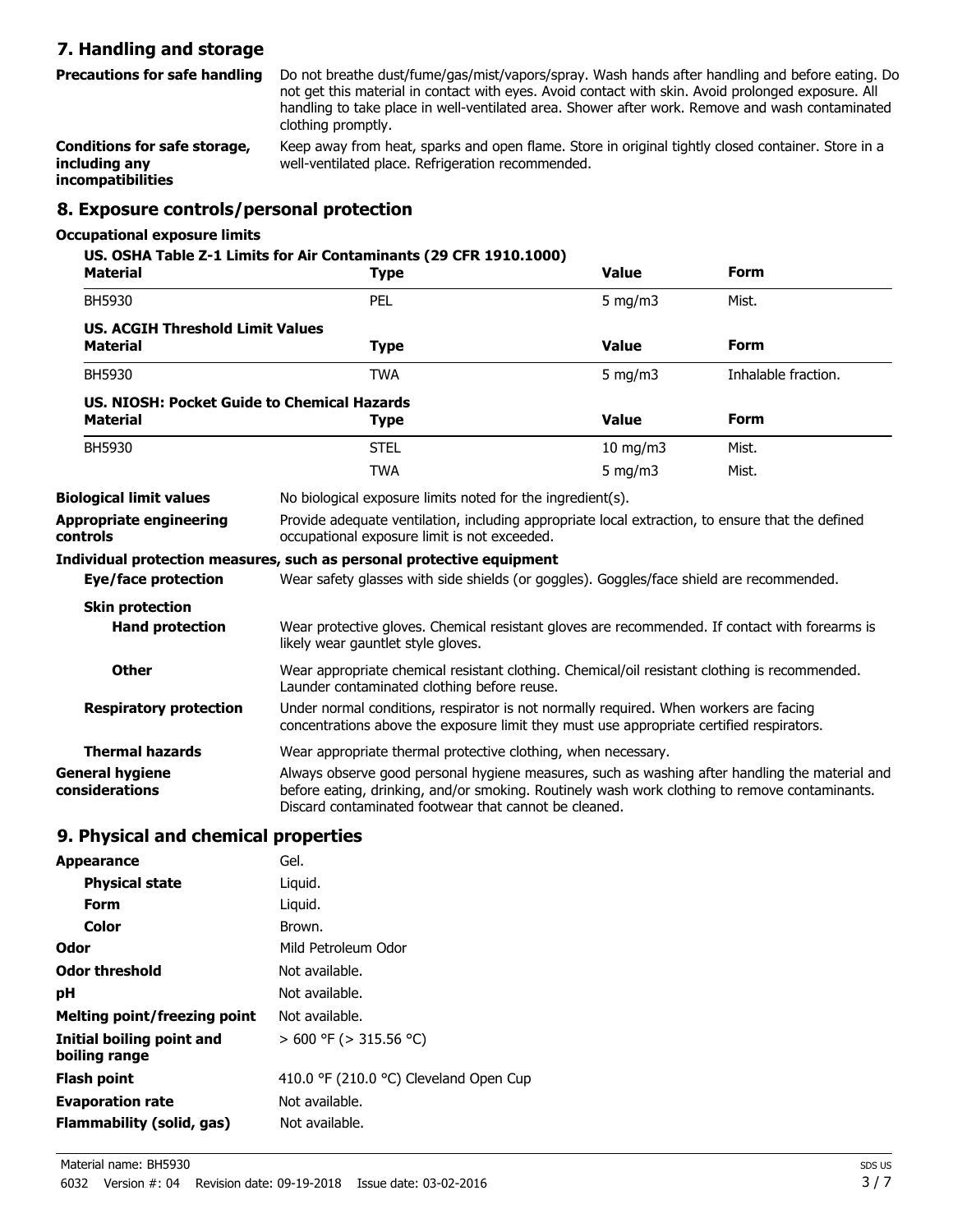## 7. Handling and storage

**Precautions for safe handling** Do not breathe dust/fume/gas/mist/vapors/spray. Wash hands after handling and before eating. Do not get this material in contact with eyes. Avoid contact with skin. Avoid prolonged exposure. All handling to take place in well-ventilated area. Shower after work. Remove and wash contaminated clothing promptly.

**Conditions for safe storage, including any incompatibilities** Keep away from heat, sparks and open flame. Store in original tightly closed container. Store in a well-ventilated place. Refrigeration recommended.

## 8. Exposure controls/personal protection

**Occupational exposure limits**

**US. OSHA Table Z-1 Limits for Air Contaminants (29 CFR 1910.1000)**

| Material | Type | Value | Form |
|---|---|---|---|
| BH5930 | PEL | 5 mg/m3 | Mist. |

**US. ACGIH Threshold Limit Values**

| Material | Type | Value | Form |
|---|---|---|---|
| BH5930 | TWA | 5 mg/m3 | Inhalable fraction. |

**US. NIOSH: Pocket Guide to Chemical Hazards**

| Material | Type | Value | Form |
|---|---|---|---|
| BH5930 | STEL | 10 mg/m3 | Mist. |
| | TWA | 5 mg/m3 | Mist. |

**Biological limit values** No biological exposure limits noted for the ingredient(s).

**Appropriate engineering controls** Provide adequate ventilation, including appropriate local extraction, to ensure that the defined occupational exposure limit is not exceeded.

**Individual protection measures, such as personal protective equipment**

**Eye/face protection** Wear safety glasses with side shields (or goggles). Goggles/face shield are recommended.

**Skin protection**

**Hand protection** Wear protective gloves. Chemical resistant gloves are recommended. If contact with forearms is likely wear gauntlet style gloves.

**Other** Wear appropriate chemical resistant clothing. Chemical/oil resistant clothing is recommended. Launder contaminated clothing before reuse.

**Respiratory protection** Under normal conditions, respirator is not normally required. When workers are facing concentrations above the exposure limit they must use appropriate certified respirators.

**Thermal hazards** Wear appropriate thermal protective clothing, when necessary.

**General hygiene considerations** Always observe good personal hygiene measures, such as washing after handling the material and before eating, drinking, and/or smoking. Routinely wash work clothing to remove contaminants. Discard contaminated footwear that cannot be cleaned.

## 9. Physical and chemical properties

**Appearance** Gel.

**Physical state** Liquid.

**Form** Liquid.

**Color** Brown.

**Odor** Mild Petroleum Odor

**Odor threshold** Not available.

**pH** Not available.

**Melting point/freezing point** Not available.

**Initial boiling point and boiling range** > 600 °F (> 315.56 °C)

**Flash point** 410.0 °F (210.0 °C) Cleveland Open Cup

**Evaporation rate** Not available.

**Flammability (solid, gas)** Not available.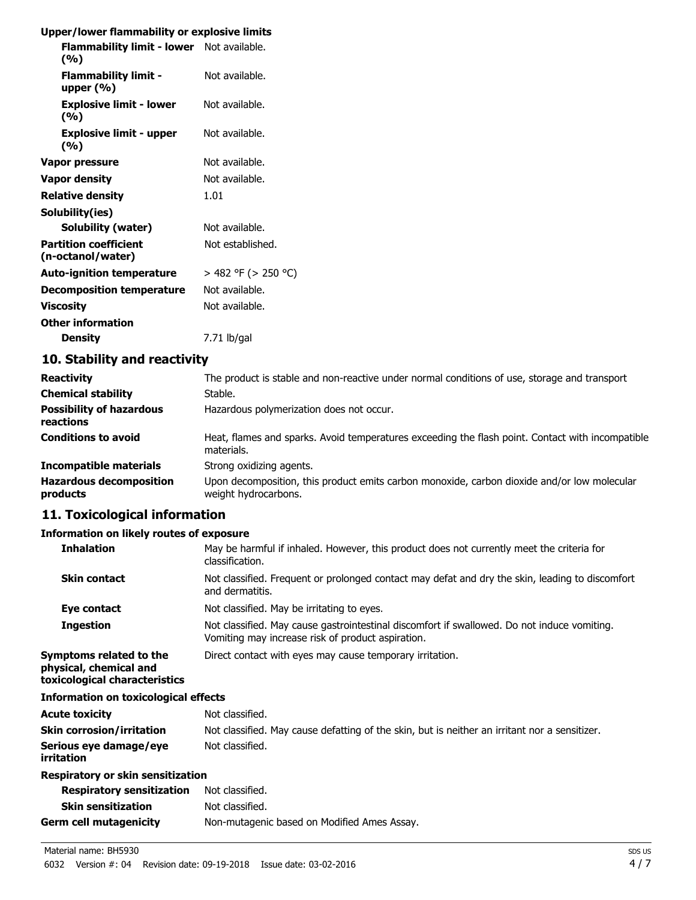**Upper/lower flammability or explosive limits**

| | |
|---|---|
| **Flammability limit - lower (%)** | Not available. |
| **Flammability limit - upper (%)** | Not available. |
| **Explosive limit - lower (%)** | Not available. |
| **Explosive limit - upper (%)** | Not available. |
| **Vapor pressure** | Not available. |
| **Vapor density** | Not available. |
| **Relative density** | 1.01 |
| **Solubility(ies)** | |
| **Solubility (water)** | Not available. |
| **Partition coefficient (n-octanol/water)** | Not established. |
| **Auto-ignition temperature** | > 482 °F (> 250 °C) |
| **Decomposition temperature** | Not available. |
| **Viscosity** | Not available. |
| **Other information** | |
| **Density** | 7.71 lb/gal |

## 10. Stability and reactivity

| | |
|---|---|
| **Reactivity** | The product is stable and non-reactive under normal conditions of use, storage and transport |
| **Chemical stability** | Stable. |
| **Possibility of hazardous reactions** | Hazardous polymerization does not occur. |
| **Conditions to avoid** | Heat, flames and sparks. Avoid temperatures exceeding the flash point. Contact with incompatible materials. |
| **Incompatible materials** | Strong oxidizing agents. |
| **Hazardous decomposition products** | Upon decomposition, this product emits carbon monoxide, carbon dioxide and/or low molecular weight hydrocarbons. |

## 11. Toxicological information

**Information on likely routes of exposure**

| | |
|---|---|
| **Inhalation** | May be harmful if inhaled. However, this product does not currently meet the criteria for classification. |
| **Skin contact** | Not classified. Frequent or prolonged contact may defat and dry the skin, leading to discomfort and dermatitis. |
| **Eye contact** | Not classified. May be irritating to eyes. |
| **Ingestion** | Not classified. May cause gastrointestinal discomfort if swallowed. Do not induce vomiting. Vomiting may increase risk of product aspiration. |
| **Symptoms related to the physical, chemical and toxicological characteristics** | Direct contact with eyes may cause temporary irritation. |

**Information on toxicological effects**

| | |
|---|---|
| **Acute toxicity** | Not classified. |
| **Skin corrosion/irritation** | Not classified. May cause defatting of the skin, but is neither an irritant nor a sensitizer. |
| **Serious eye damage/eye irritation** | Not classified. |
| **Respiratory or skin sensitization** | |
| **Respiratory sensitization** | Not classified. |
| **Skin sensitization** | Not classified. |
| **Germ cell mutagenicity** | Non-mutagenic based on Modified Ames Assay. |

Material name: BH5930

6032 Version #: 04 Revision date: 09-19-2018 Issue date: 03-02-2016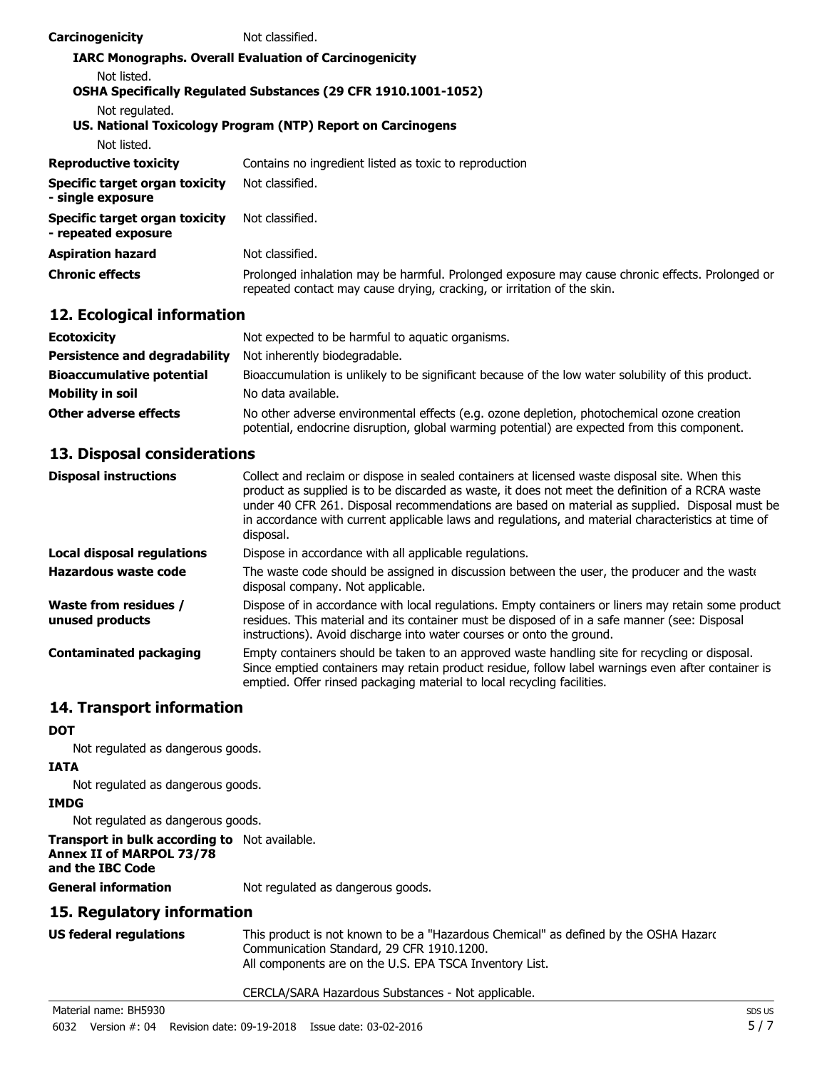| | |
|---|---|
| **Carcinogenicity** | Not classified. |

**IARC Monographs. Overall Evaluation of Carcinogenicity**

Not listed.

**OSHA Specifically Regulated Substances (29 CFR 1910.1001-1052)**

Not regulated.

**US. National Toxicology Program (NTP) Report on Carcinogens**

Not listed.

| | |
|---|---|
| **Reproductive toxicity** | Contains no ingredient listed as toxic to reproduction |
| **Specific target organ toxicity - single exposure** | Not classified. |
| **Specific target organ toxicity - repeated exposure** | Not classified. |
| **Aspiration hazard** | Not classified. |
| **Chronic effects** | Prolonged inhalation may be harmful. Prolonged exposure may cause chronic effects. Prolonged or repeated contact may cause drying, cracking, or irritation of the skin. |

## 12. Ecological information

| | |
|---|---|
| **Ecotoxicity** | Not expected to be harmful to aquatic organisms. |
| **Persistence and degradability** | Not inherently biodegradable. |
| **Bioaccumulative potential** | Bioaccumulation is unlikely to be significant because of the low water solubility of this product. |
| **Mobility in soil** | No data available. |
| **Other adverse effects** | No other adverse environmental effects (e.g. ozone depletion, photochemical ozone creation potential, endocrine disruption, global warming potential) are expected from this component. |

## 13. Disposal considerations

| | |
|---|---|
| **Disposal instructions** | Collect and reclaim or dispose in sealed containers at licensed waste disposal site. When this product as supplied is to be discarded as waste, it does not meet the definition of a RCRA waste under 40 CFR 261. Disposal recommendations are based on material as supplied. Disposal must be in accordance with current applicable laws and regulations, and material characteristics at time of disposal. |
| **Local disposal regulations** | Dispose in accordance with all applicable regulations. |
| **Hazardous waste code** | The waste code should be assigned in discussion between the user, the producer and the waste disposal company. Not applicable. |
| **Waste from residues / unused products** | Dispose of in accordance with local regulations. Empty containers or liners may retain some product residues. This material and its container must be disposed of in a safe manner (see: Disposal instructions). Avoid discharge into water courses or onto the ground. |
| **Contaminated packaging** | Empty containers should be taken to an approved waste handling site for recycling or disposal. Since emptied containers may retain product residue, follow label warnings even after container is emptied. Offer rinsed packaging material to local recycling facilities. |

## 14. Transport information

**DOT**

Not regulated as dangerous goods.

**IATA**

Not regulated as dangerous goods.

**IMDG**

Not regulated as dangerous goods.

| | |
|---|---|
| **Transport in bulk according to Annex II of MARPOL 73/78 and the IBC Code** | Not available. |
| **General information** | Not regulated as dangerous goods. |

## 15. Regulatory information

| | |
|---|---|
| **US federal regulations** | This product is not known to be a "Hazardous Chemical" as defined by the OSHA Hazard Communication Standard, 29 CFR 1910.1200.<br>All components are on the U.S. EPA TSCA Inventory List.<br><br>CERCLA/SARA Hazardous Substances - Not applicable. |

Material name: BH5930

6032 Version #: 04 Revision date: 09-19-2018 Issue date: 03-02-2016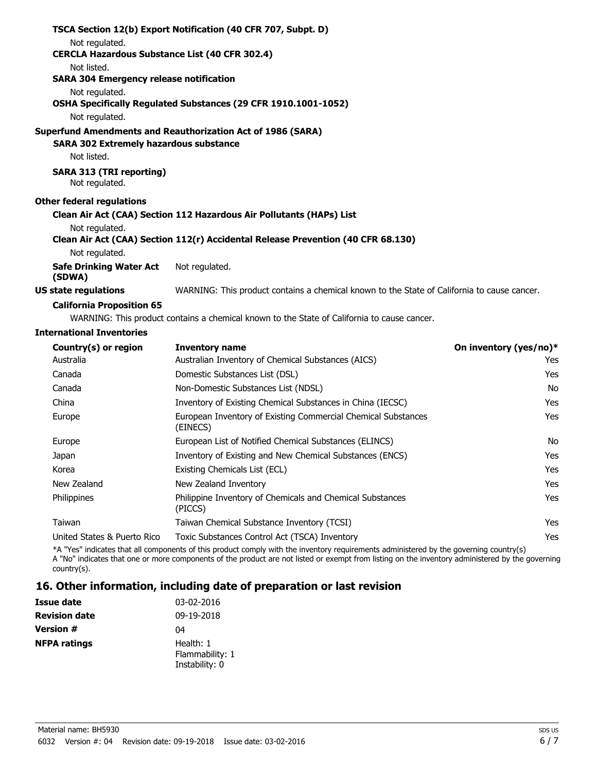**TSCA Section 12(b) Export Notification (40 CFR 707, Subpt. D)**

Not regulated.

**CERCLA Hazardous Substance List (40 CFR 302.4)**

Not listed.

**SARA 304 Emergency release notification**

Not regulated.

**OSHA Specifically Regulated Substances (29 CFR 1910.1001-1052)**

Not regulated.

**Superfund Amendments and Reauthorization Act of 1986 (SARA)**

**SARA 302 Extremely hazardous substance**

Not listed.

**SARA 313 (TRI reporting)**

Not regulated.

**Other federal regulations**

**Clean Air Act (CAA) Section 112 Hazardous Air Pollutants (HAPs) List**

Not regulated.

**Clean Air Act (CAA) Section 112(r) Accidental Release Prevention (40 CFR 68.130)**

Not regulated.

**Safe Drinking Water Act (SDWA)** Not regulated.

**US state regulations** WARNING: This product contains a chemical known to the State of California to cause cancer.

**California Proposition 65**

WARNING: This product contains a chemical known to the State of California to cause cancer.

**International Inventories**

| Country(s) or region | Inventory name | On inventory (yes/no)* |
|---|---|---|
| Australia | Australian Inventory of Chemical Substances (AICS) | Yes |
| Canada | Domestic Substances List (DSL) | Yes |
| Canada | Non-Domestic Substances List (NDSL) | No |
| China | Inventory of Existing Chemical Substances in China (IECSC) | Yes |
| Europe | European Inventory of Existing Commercial Chemical Substances (EINECS) | Yes |
| Europe | European List of Notified Chemical Substances (ELINCS) | No |
| Japan | Inventory of Existing and New Chemical Substances (ENCS) | Yes |
| Korea | Existing Chemicals List (ECL) | Yes |
| New Zealand | New Zealand Inventory | Yes |
| Philippines | Philippine Inventory of Chemicals and Chemical Substances (PICCS) | Yes |
| Taiwan | Taiwan Chemical Substance Inventory (TCSI) | Yes |
| United States & Puerto Rico | Toxic Substances Control Act (TSCA) Inventory | Yes |

*A "Yes" indicates that all components of this product comply with the inventory requirements administered by the governing country(s)
A "No" indicates that one or more components of the product are not listed or exempt from listing on the inventory administered by the governing country(s).

## 16. Other information, including date of preparation or last revision

| | |
|---|---|
| **Issue date** | 03-02-2016 |
| **Revision date** | 09-19-2018 |
| **Version #** | 04 |
| **NFPA ratings** | Health: 1<br>Flammability: 1<br>Instability: 0 |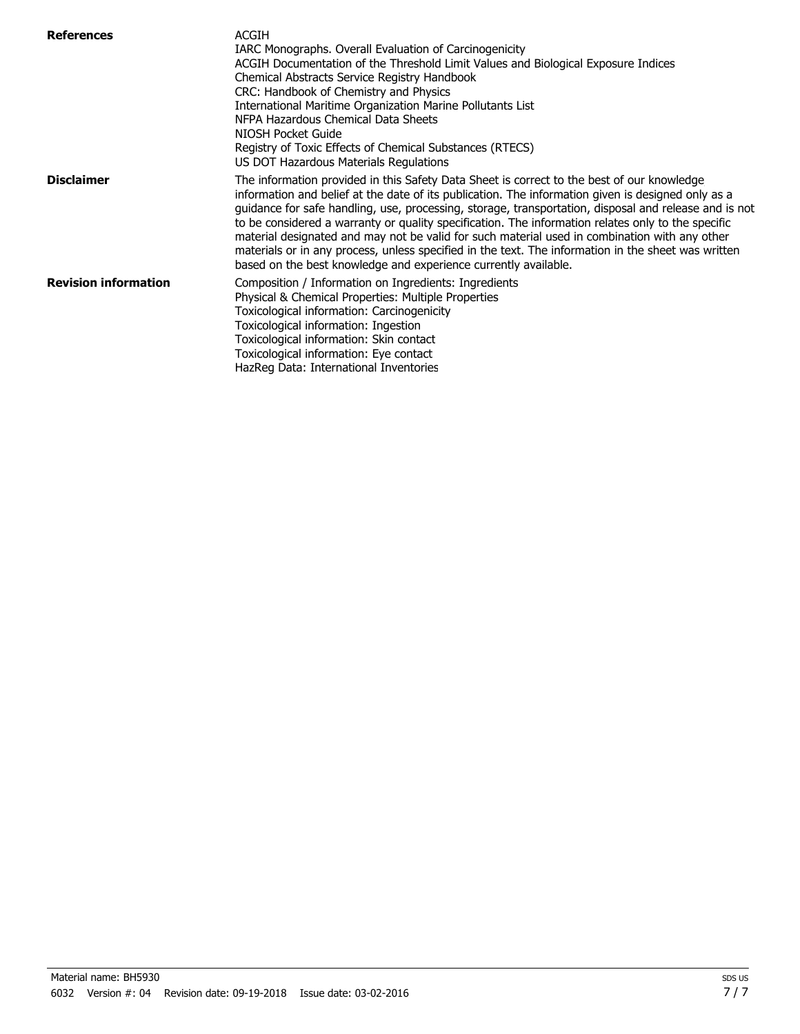**References**

ACGIH
IARC Monographs. Overall Evaluation of Carcinogenicity
ACGIH Documentation of the Threshold Limit Values and Biological Exposure Indices
Chemical Abstracts Service Registry Handbook
CRC: Handbook of Chemistry and Physics
International Maritime Organization Marine Pollutants List
NFPA Hazardous Chemical Data Sheets
NIOSH Pocket Guide
Registry of Toxic Effects of Chemical Substances (RTECS)
US DOT Hazardous Materials Regulations

**Disclaimer**

The information provided in this Safety Data Sheet is correct to the best of our knowledge information and belief at the date of its publication. The information given is designed only as a guidance for safe handling, use, processing, storage, transportation, disposal and release and is not to be considered a warranty or quality specification. The information relates only to the specific material designated and may not be valid for such material used in combination with any other materials or in any process, unless specified in the text. The information in the sheet was written based on the best knowledge and experience currently available.

**Revision information**

Composition / Information on Ingredients: Ingredients
Physical & Chemical Properties: Multiple Properties
Toxicological information: Carcinogenicity
Toxicological information: Ingestion
Toxicological information: Skin contact
Toxicological information: Eye contact
HazReg Data: International Inventories